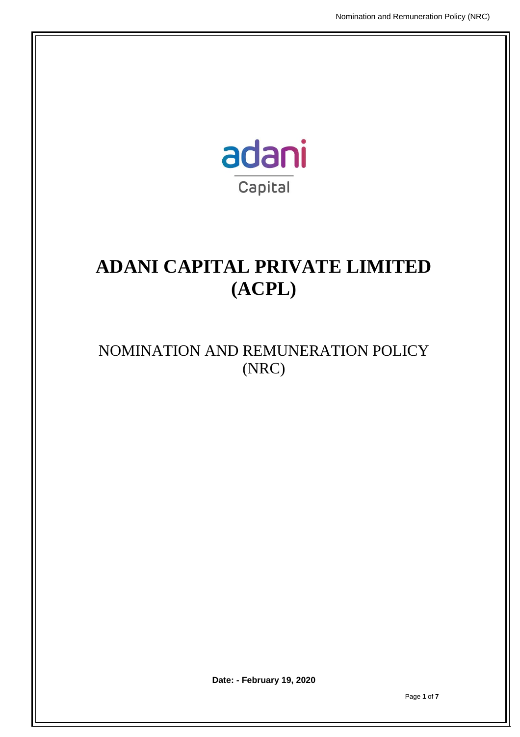adani

Capital

# ADANI CAPITAL PRIVATE LIMITED (ACPL)

## NOMINATION AND REMUNERATION POLICY (NRC)

**Date: - February 19, 2020**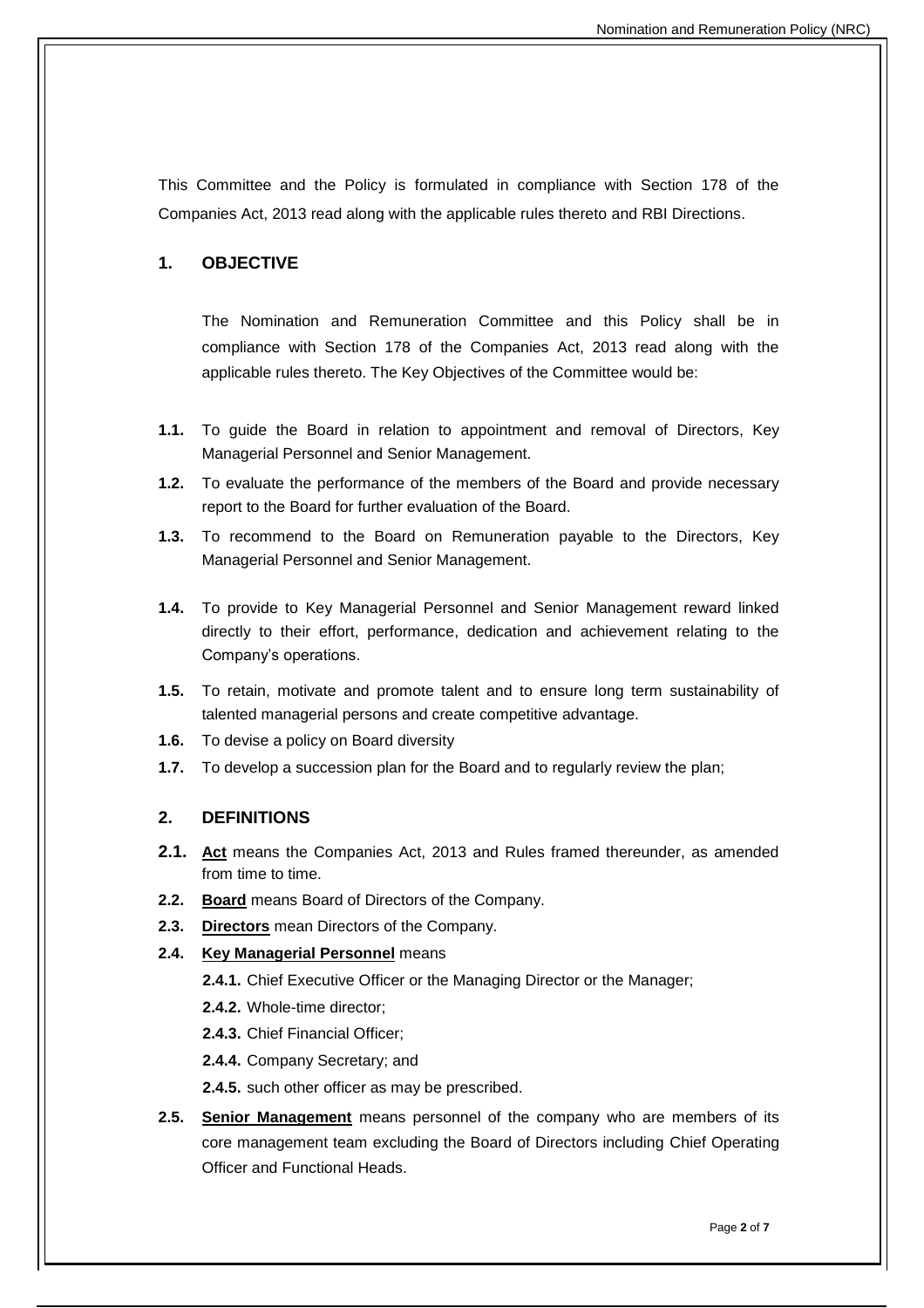This Committee and the Policy is formulated in compliance with Section 178 of the Companies Act, 2013 read along with the applicable rules thereto and RBI Directions.

## 1. OBJECTIVE

The Nomination and Remuneration Committee and this Policy shall be in compliance with Section 178 of the Companies Act, 2013 read along with the applicable rules thereto. The Key Objectives of the Committee would be:

**1.1.** To guide the Board in relation to appointment and removal of Directors, Key Managerial Personnel and Senior Management.

**1.2.** To evaluate the performance of the members of the Board and provide necessary report to the Board for further evaluation of the Board.

**1.3.** To recommend to the Board on Remuneration payable to the Directors, Key Managerial Personnel and Senior Management.

**1.4.** To provide to Key Managerial Personnel and Senior Management reward linked directly to their effort, performance, dedication and achievement relating to the Company's operations.

**1.5.** To retain, motivate and promote talent and to ensure long term sustainability of talented managerial persons and create competitive advantage.

**1.6.** To devise a policy on Board diversity

**1.7.** To develop a succession plan for the Board and to regularly review the plan;

## 2. DEFINITIONS

**2.1.** **Act** means the Companies Act, 2013 and Rules framed thereunder, as amended from time to time.

**2.2.** **Board** means Board of Directors of the Company.

**2.3.** **Directors** mean Directors of the Company.

**2.4.** **Key Managerial Personnel** means

- **2.4.1.** Chief Executive Officer or the Managing Director or the Manager;
- **2.4.2.** Whole-time director;
- **2.4.3.** Chief Financial Officer;
- **2.4.4.** Company Secretary; and
- **2.4.5.** such other officer as may be prescribed.

**2.5.** **Senior Management** means personnel of the company who are members of its core management team excluding the Board of Directors including Chief Operating Officer and Functional Heads.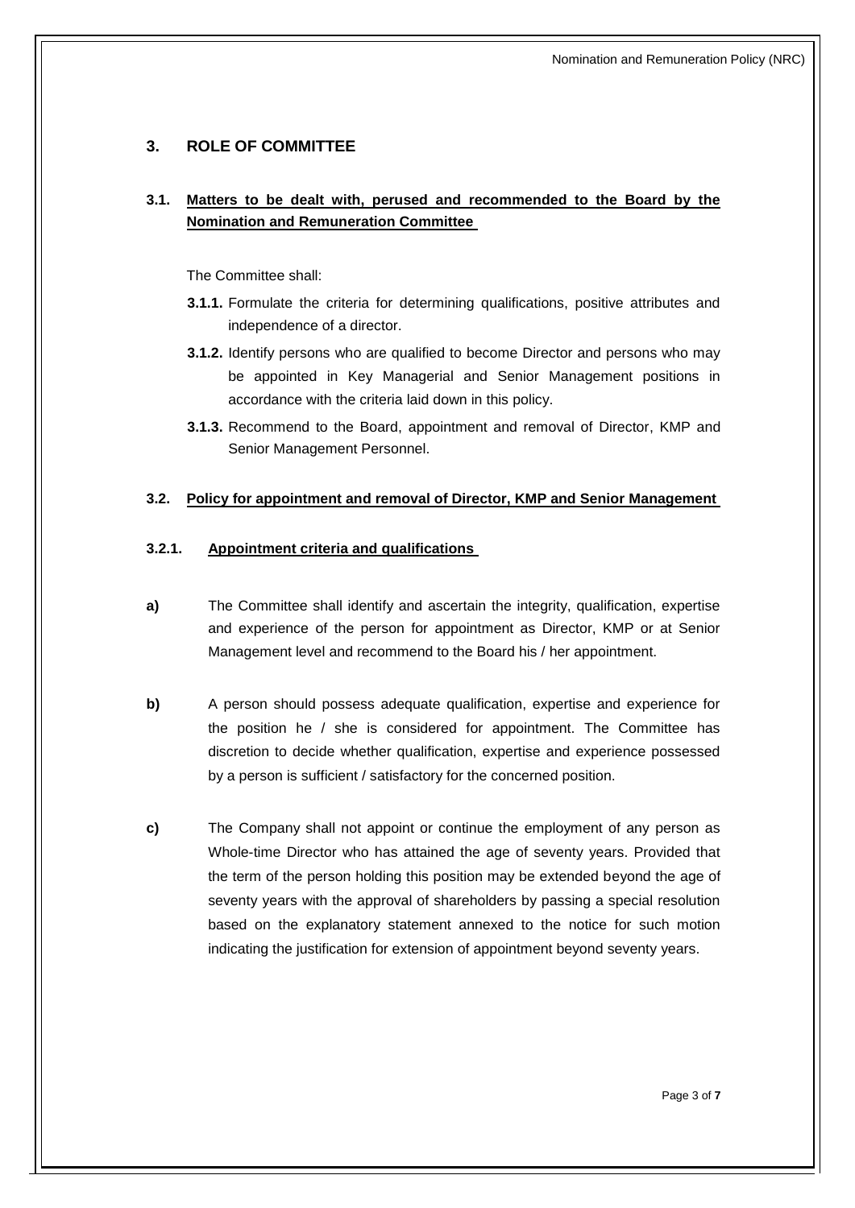## 3. ROLE OF COMMITTEE

### 3.1. Matters to be dealt with, perused and recommended to the Board by the Nomination and Remuneration Committee

The Committee shall:

**3.1.1.** Formulate the criteria for determining qualifications, positive attributes and independence of a director.

**3.1.2.** Identify persons who are qualified to become Director and persons who may be appointed in Key Managerial and Senior Management positions in accordance with the criteria laid down in this policy.

**3.1.3.** Recommend to the Board, appointment and removal of Director, KMP and Senior Management Personnel.

### 3.2. Policy for appointment and removal of Director, KMP and Senior Management

#### 3.2.1. Appointment criteria and qualifications

**a)** The Committee shall identify and ascertain the integrity, qualification, expertise and experience of the person for appointment as Director, KMP or at Senior Management level and recommend to the Board his / her appointment.

**b)** A person should possess adequate qualification, expertise and experience for the position he / she is considered for appointment. The Committee has discretion to decide whether qualification, expertise and experience possessed by a person is sufficient / satisfactory for the concerned position.

**c)** The Company shall not appoint or continue the employment of any person as Whole-time Director who has attained the age of seventy years. Provided that the term of the person holding this position may be extended beyond the age of seventy years with the approval of shareholders by passing a special resolution based on the explanatory statement annexed to the notice for such motion indicating the justification for extension of appointment beyond seventy years.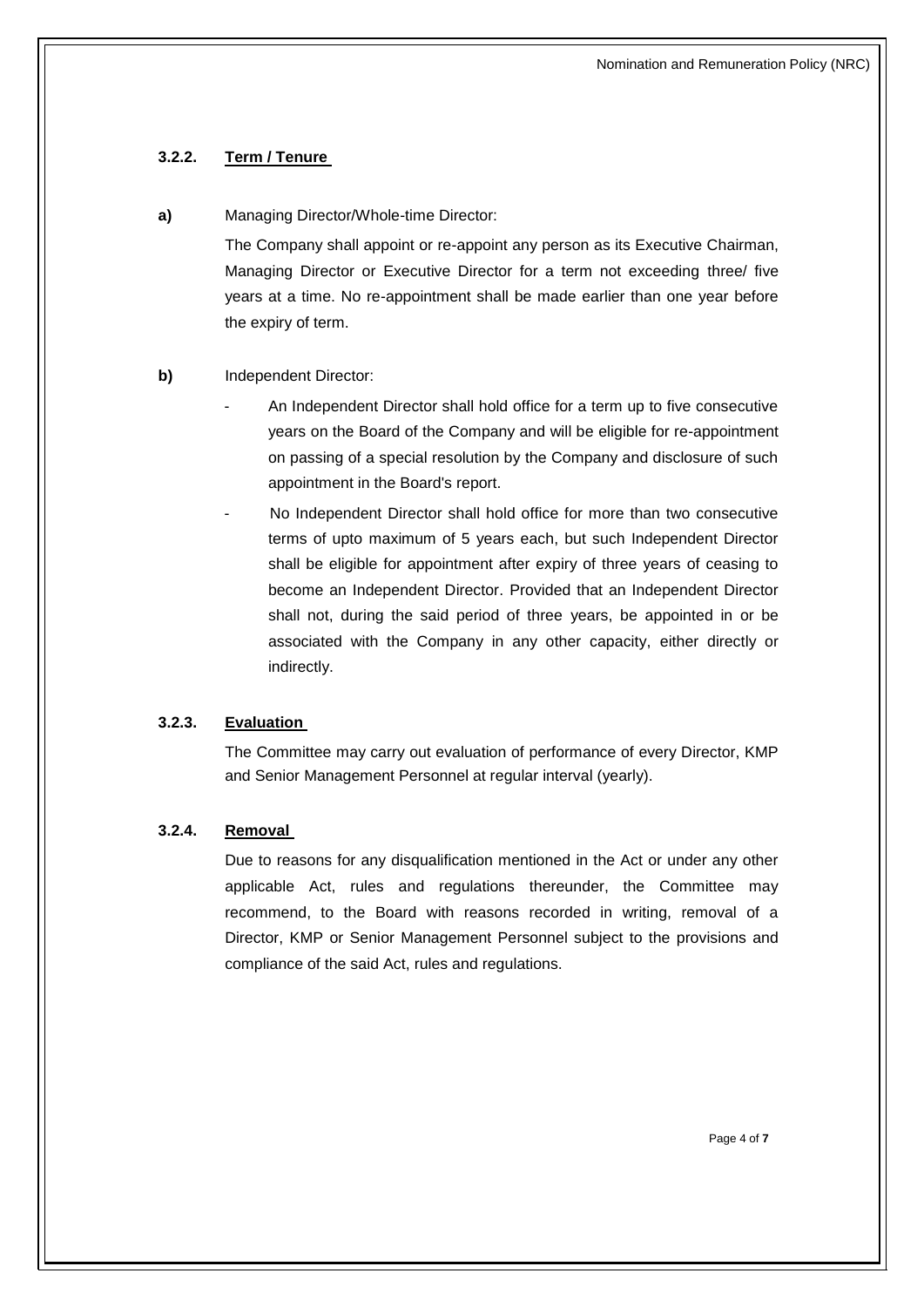### 3.2.2. Term / Tenure

**a)** Managing Director/Whole-time Director:

The Company shall appoint or re-appoint any person as its Executive Chairman, Managing Director or Executive Director for a term not exceeding three/ five years at a time. No re-appointment shall be made earlier than one year before the expiry of term.

**b)** Independent Director:

- An Independent Director shall hold office for a term up to five consecutive years on the Board of the Company and will be eligible for re-appointment on passing of a special resolution by the Company and disclosure of such appointment in the Board's report.
- No Independent Director shall hold office for more than two consecutive terms of upto maximum of 5 years each, but such Independent Director shall be eligible for appointment after expiry of three years of ceasing to become an Independent Director. Provided that an Independent Director shall not, during the said period of three years, be appointed in or be associated with the Company in any other capacity, either directly or indirectly.

### 3.2.3. Evaluation

The Committee may carry out evaluation of performance of every Director, KMP and Senior Management Personnel at regular interval (yearly).

### 3.2.4. Removal

Due to reasons for any disqualification mentioned in the Act or under any other applicable Act, rules and regulations thereunder, the Committee may recommend, to the Board with reasons recorded in writing, removal of a Director, KMP or Senior Management Personnel subject to the provisions and compliance of the said Act, rules and regulations.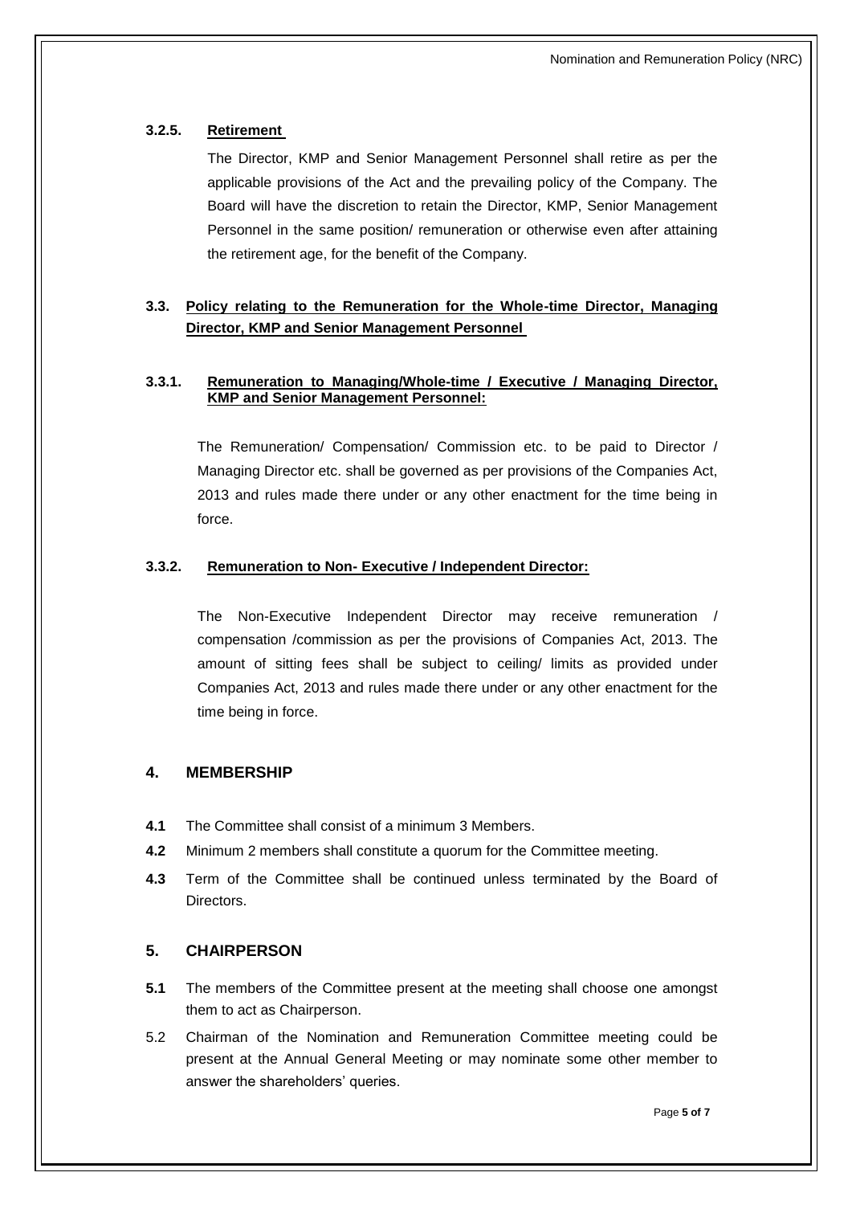#### 3.2.5. Retirement

The Director, KMP and Senior Management Personnel shall retire as per the applicable provisions of the Act and the prevailing policy of the Company. The Board will have the discretion to retain the Director, KMP, Senior Management Personnel in the same position/ remuneration or otherwise even after attaining the retirement age, for the benefit of the Company.

### 3.3. Policy relating to the Remuneration for the Whole-time Director, Managing Director, KMP and Senior Management Personnel

#### 3.3.1. Remuneration to Managing/Whole-time / Executive / Managing Director, KMP and Senior Management Personnel:

The Remuneration/ Compensation/ Commission etc. to be paid to Director / Managing Director etc. shall be governed as per provisions of the Companies Act, 2013 and rules made there under or any other enactment for the time being in force.

#### 3.3.2. Remuneration to Non- Executive / Independent Director:

The Non-Executive Independent Director may receive remuneration / compensation /commission as per the provisions of Companies Act, 2013. The amount of sitting fees shall be subject to ceiling/ limits as provided under Companies Act, 2013 and rules made there under or any other enactment for the time being in force.

## 4. MEMBERSHIP

**4.1** The Committee shall consist of a minimum 3 Members.

**4.2** Minimum 2 members shall constitute a quorum for the Committee meeting.

**4.3** Term of the Committee shall be continued unless terminated by the Board of Directors.

## 5. CHAIRPERSON

**5.1** The members of the Committee present at the meeting shall choose one amongst them to act as Chairperson.

5.2 Chairman of the Nomination and Remuneration Committee meeting could be present at the Annual General Meeting or may nominate some other member to answer the shareholders' queries.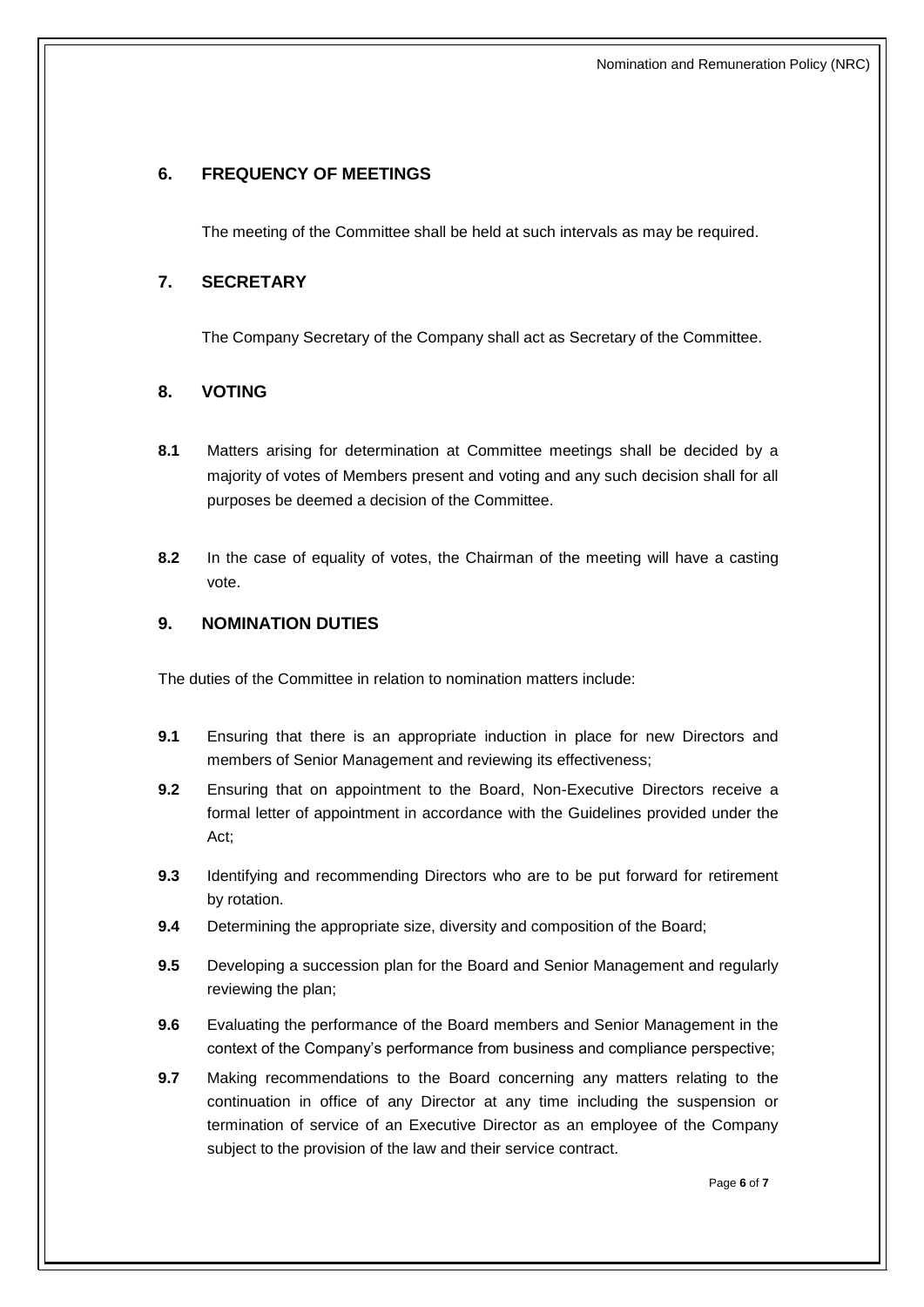## 6. FREQUENCY OF MEETINGS

The meeting of the Committee shall be held at such intervals as may be required.

## 7. SECRETARY

The Company Secretary of the Company shall act as Secretary of the Committee.

## 8. VOTING

**8.1** Matters arising for determination at Committee meetings shall be decided by a majority of votes of Members present and voting and any such decision shall for all purposes be deemed a decision of the Committee.

**8.2** In the case of equality of votes, the Chairman of the meeting will have a casting vote.

## 9. NOMINATION DUTIES

The duties of the Committee in relation to nomination matters include:

**9.1** Ensuring that there is an appropriate induction in place for new Directors and members of Senior Management and reviewing its effectiveness;

**9.2** Ensuring that on appointment to the Board, Non-Executive Directors receive a formal letter of appointment in accordance with the Guidelines provided under the Act;

**9.3** Identifying and recommending Directors who are to be put forward for retirement by rotation.

**9.4** Determining the appropriate size, diversity and composition of the Board;

**9.5** Developing a succession plan for the Board and Senior Management and regularly reviewing the plan;

**9.6** Evaluating the performance of the Board members and Senior Management in the context of the Company's performance from business and compliance perspective;

**9.7** Making recommendations to the Board concerning any matters relating to the continuation in office of any Director at any time including the suspension or termination of service of an Executive Director as an employee of the Company subject to the provision of the law and their service contract.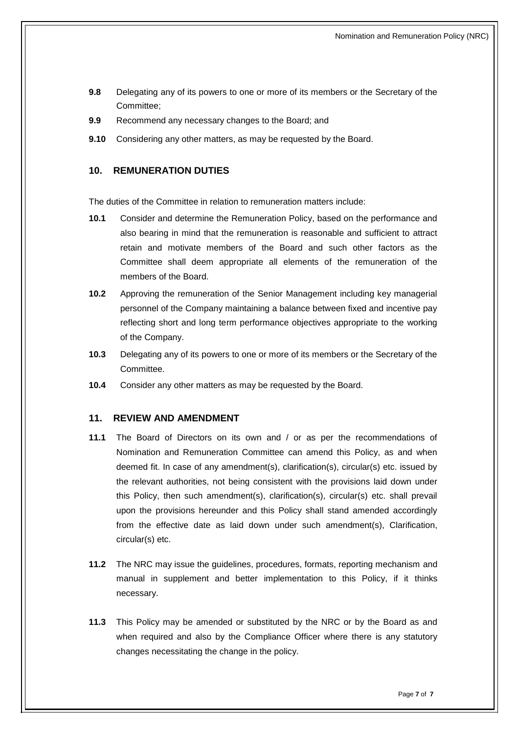**9.8** Delegating any of its powers to one or more of its members or the Secretary of the Committee;

**9.9** Recommend any necessary changes to the Board; and

**9.10** Considering any other matters, as may be requested by the Board.

## 10. REMUNERATION DUTIES

The duties of the Committee in relation to remuneration matters include:

**10.1** Consider and determine the Remuneration Policy, based on the performance and also bearing in mind that the remuneration is reasonable and sufficient to attract retain and motivate members of the Board and such other factors as the Committee shall deem appropriate all elements of the remuneration of the members of the Board.

**10.2** Approving the remuneration of the Senior Management including key managerial personnel of the Company maintaining a balance between fixed and incentive pay reflecting short and long term performance objectives appropriate to the working of the Company.

**10.3** Delegating any of its powers to one or more of its members or the Secretary of the Committee.

**10.4** Consider any other matters as may be requested by the Board.

## 11. REVIEW AND AMENDMENT

**11.1** The Board of Directors on its own and / or as per the recommendations of Nomination and Remuneration Committee can amend this Policy, as and when deemed fit. In case of any amendment(s), clarification(s), circular(s) etc. issued by the relevant authorities, not being consistent with the provisions laid down under this Policy, then such amendment(s), clarification(s), circular(s) etc. shall prevail upon the provisions hereunder and this Policy shall stand amended accordingly from the effective date as laid down under such amendment(s), Clarification, circular(s) etc.

**11.2** The NRC may issue the guidelines, procedures, formats, reporting mechanism and manual in supplement and better implementation to this Policy, if it thinks necessary.

**11.3** This Policy may be amended or substituted by the NRC or by the Board as and when required and also by the Compliance Officer where there is any statutory changes necessitating the change in the policy.